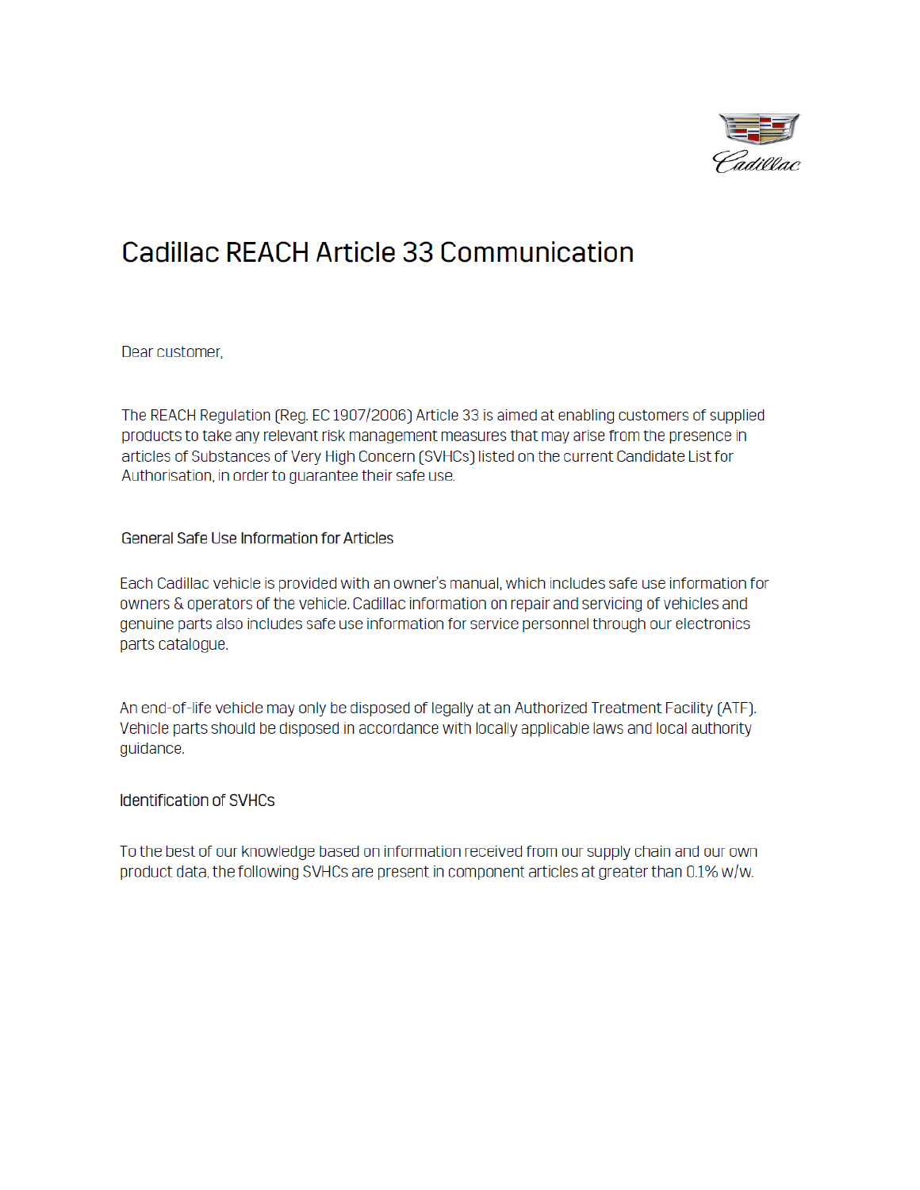# Cadillac REACH Article 33 Communication

Dear customer,

The REACH Regulation (Reg. EC 1907/2006) Article 33 is aimed at enabling customers of supplied products to take any relevant risk management measures that may arise from the presence in articles of Substances of Very High Concern (SVHCs) listed on the current Candidate List for Authorisation, in order to guarantee their safe use.

## General Safe Use Information for Articles

Each Cadillac vehicle is provided with an owner's manual, which includes safe use information for owners & operators of the vehicle. Cadillac information on repair and servicing of vehicles and genuine parts also includes safe use information for service personnel through our electronics parts catalogue.

An end-of-life vehicle may only be disposed of legally at an Authorized Treatment Facility (ATF). Vehicle parts should be disposed in accordance with locally applicable laws and local authority guidance.

## Identification of SVHCs

To the best of our knowledge based on information received from our supply chain and our own product data, the following SVHCs are present in component articles at greater than 0.1% w/w.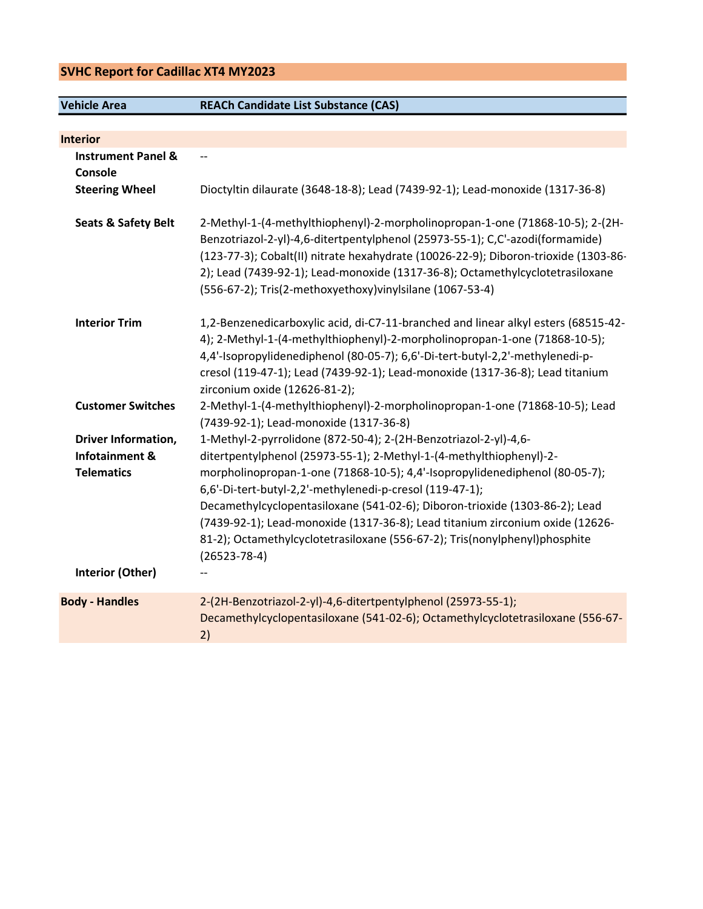## SVHC Report for Cadillac XT4 MY2023

| Vehicle Area | REACh Candidate List Substance (CAS) |
|---|---|
| **Interior** | |
| **Instrument Panel & Console** | -- |
| **Steering Wheel** | Dioctyltin dilaurate (3648-18-8); Lead (7439-92-1); Lead-monoxide (1317-36-8) |
| **Seats & Safety Belt** | 2-Methyl-1-(4-methylthiophenyl)-2-morpholinopropan-1-one (71868-10-5); 2-(2H-Benzotriazol-2-yl)-4,6-ditertpentylphenol (25973-55-1); C,C'-azodi(formamide) (123-77-3); Cobalt(II) nitrate hexahydrate (10026-22-9); Diboron-trioxide (1303-86-2); Lead (7439-92-1); Lead-monoxide (1317-36-8); Octamethylcyclotetrasiloxane (556-67-2); Tris(2-methoxyethoxy)vinylsilane (1067-53-4) |
| **Interior Trim** | 1,2-Benzenedicarboxylic acid, di-C7-11-branched and linear alkyl esters (68515-42-4); 2-Methyl-1-(4-methylthiophenyl)-2-morpholinopropan-1-one (71868-10-5); 4,4'-Isopropylidenediphenol (80-05-7); 6,6'-Di-tert-butyl-2,2'-methylenedi-p-cresol (119-47-1); Lead (7439-92-1); Lead-monoxide (1317-36-8); Lead titanium zirconium oxide (12626-81-2); |
| **Customer Switches** | 2-Methyl-1-(4-methylthiophenyl)-2-morpholinopropan-1-one (71868-10-5); Lead (7439-92-1); Lead-monoxide (1317-36-8) |
| **Driver Information, Infotainment & Telematics** | 1-Methyl-2-pyrrolidone (872-50-4); 2-(2H-Benzotriazol-2-yl)-4,6-ditertpentylphenol (25973-55-1); 2-Methyl-1-(4-methylthiophenyl)-2-morpholinopropan-1-one (71868-10-5); 4,4'-Isopropylidenediphenol (80-05-7); 6,6'-Di-tert-butyl-2,2'-methylenedi-p-cresol (119-47-1); Decamethylcyclopentasiloxane (541-02-6); Diboron-trioxide (1303-86-2); Lead (7439-92-1); Lead-monoxide (1317-36-8); Lead titanium zirconium oxide (12626-81-2); Octamethylcyclotetrasiloxane (556-67-2); Tris(nonylphenyl)phosphite (26523-78-4) |
| **Interior (Other)** | -- |
| **Body - Handles** | 2-(2H-Benzotriazol-2-yl)-4,6-ditertpentylphenol (25973-55-1); Decamethylcyclopentasiloxane (541-02-6); Octamethylcyclotetrasiloxane (556-67-2) |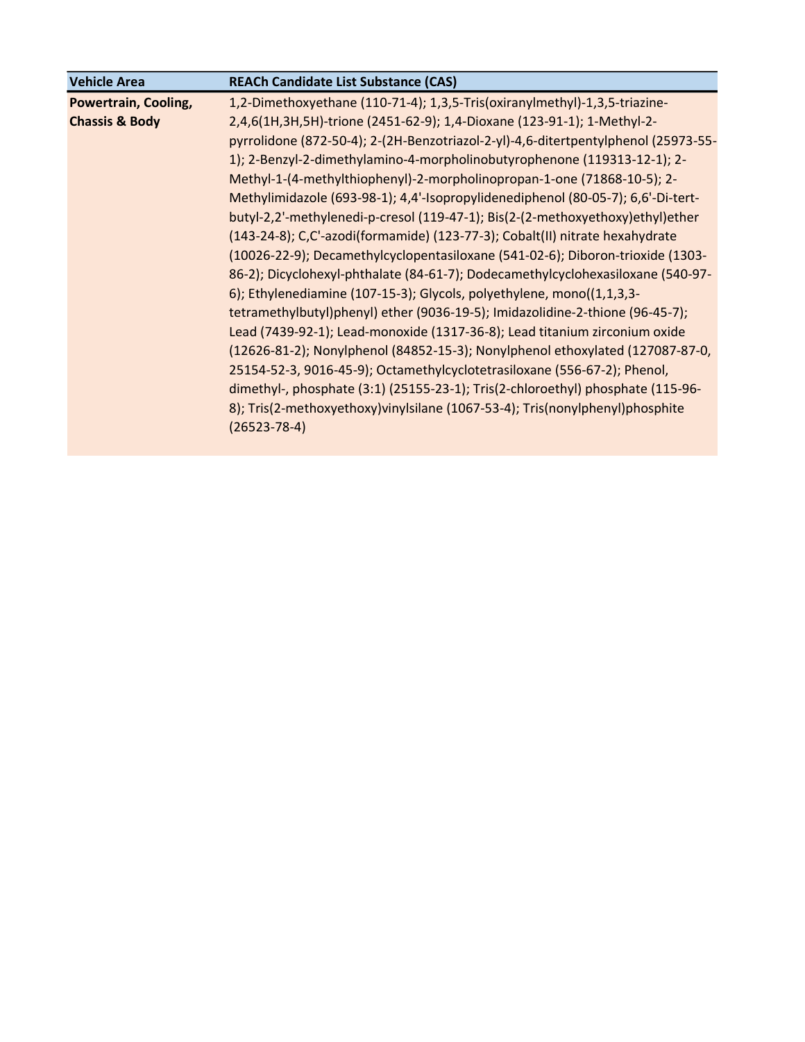| Vehicle Area | REACh Candidate List Substance (CAS) |
| --- | --- |
| **Powertrain, Cooling, Chassis & Body** | 1,2-Dimethoxyethane (110-71-4); 1,3,5-Tris(oxiranylmethyl)-1,3,5-triazine-2,4,6(1H,3H,5H)-trione (2451-62-9); 1,4-Dioxane (123-91-1); 1-Methyl-2-pyrrolidone (872-50-4); 2-(2H-Benzotriazol-2-yl)-4,6-ditertpentylphenol (25973-55-1); 2-Benzyl-2-dimethylamino-4-morpholinobutyrophenone (119313-12-1); 2-Methyl-1-(4-methylthiophenyl)-2-morpholinopropan-1-one (71868-10-5); 2-Methylimidazole (693-98-1); 4,4'-Isopropylidenediphenol (80-05-7); 6,6'-Di-tert-butyl-2,2'-methylenedi-p-cresol (119-47-1); Bis(2-(2-methoxyethoxy)ethyl)ether (143-24-8); C,C'-azodi(formamide) (123-77-3); Cobalt(II) nitrate hexahydrate (10026-22-9); Decamethylcyclopentasiloxane (541-02-6); Diboron-trioxide (1303-86-2); Dicyclohexyl-phthalate (84-61-7); Dodecamethylcyclohexasiloxane (540-97-6); Ethylenediamine (107-15-3); Glycols, polyethylene, mono((1,1,3,3-tetramethylbutyl)phenyl) ether (9036-19-5); Imidazolidine-2-thione (96-45-7); Lead (7439-92-1); Lead-monoxide (1317-36-8); Lead titanium zirconium oxide (12626-81-2); Nonylphenol (84852-15-3); Nonylphenol ethoxylated (127087-87-0, 25154-52-3, 9016-45-9); Octamethylcyclotetrasiloxane (556-67-2); Phenol, dimethyl-, phosphate (3:1) (25155-23-1); Tris(2-chloroethyl) phosphate (115-96-8); Tris(2-methoxyethoxy)vinylsilane (1067-53-4); Tris(nonylphenyl)phosphite (26523-78-4) |